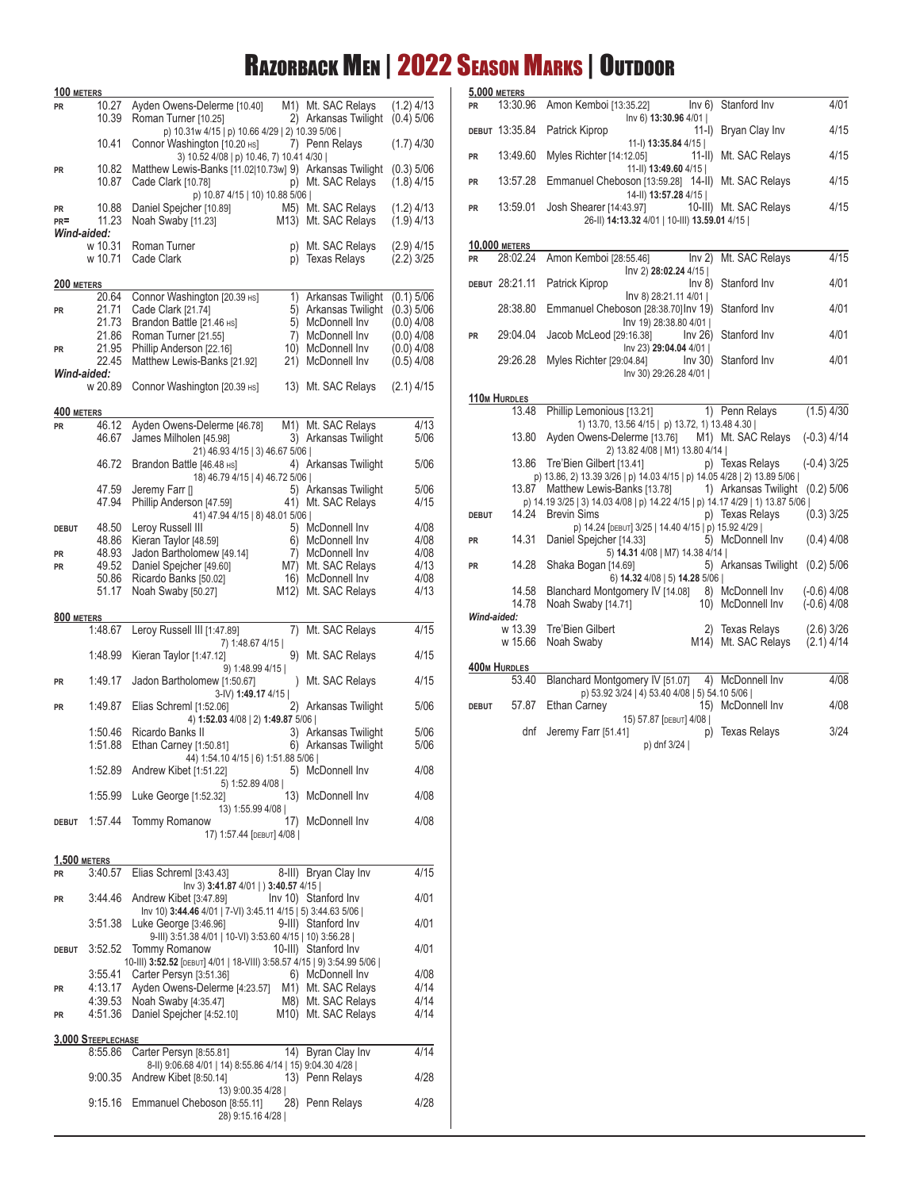# Razorback Men | 2022 Season Marks | Outdoor

## 100 Meters

| | Mark | Athlete | Place | Meet | Wind/Date |
|---|---|---|---|---|---|
| PR | 10.27 | Ayden Owens-Delerme [10.40] | M1) | Mt. SAC Relays | (1.2) 4/13 |
| | 10.39 | Roman Turner [10.25] | 2) | Arkansas Twilight | (0.4) 5/06 |
| | | p) 10.31w 4/15 \| p) 10.66 4/29 \| 2) 10.39 5/06 \| | | | |
| | 10.41 | Connor Washington [10.20 HS] | 7) | Penn Relays | (1.7) 4/30 |
| | | 3) 10.52 4/08 \| p) 10.46, 7) 10.41 4/30 \| | | | |
| PR | 10.82 | Matthew Lewis-Banks [11.02\|10.73w] | 9) | Arkansas Twilight | (0.3) 5/06 |
| | 10.87 | Cade Clark [10.78] | p) | Mt. SAC Relays | (1.8) 4/15 |
| | | p) 10.87 4/15 \| 10) 10.88 5/06 \| | | | |
| PR | 10.88 | Daniel Spejcher [10.89] | M5) | Mt. SAC Relays | (1.2) 4/13 |
| PR= | 11.23 | Noah Swaby [11.23] | M13) | Mt. SAC Relays | (1.9) 4/13 |
| *Wind-aided:* | | | | | |
| | w 10.31 | Roman Turner | p) | Mt. SAC Relays | (2.9) 4/15 |
| | w 10.71 | Cade Clark | p) | Texas Relays | (2.2) 3/25 |

## 200 Meters

| | Mark | Athlete | Place | Meet | Wind/Date |
|---|---|---|---|---|---|
| | 20.64 | Connor Washington [20.39 HS] | 1) | Arkansas Twilight | (0.1) 5/06 |
| PR | 21.71 | Cade Clark [21.74] | 5) | Arkansas Twilight | (0.3) 5/06 |
| | 21.73 | Brandon Battle [21.46 HS] | 5) | McDonnell Inv | (0.0) 4/08 |
| | 21.86 | Roman Turner [21.55] | 7) | McDonnell Inv | (0.0) 4/08 |
| PR | 21.95 | Phillip Anderson [22.16] | 10) | McDonnell Inv | (0.0) 4/08 |
| | 22.45 | Matthew Lewis-Banks [21.92] | 21) | McDonnell Inv | (0.5) 4/08 |
| *Wind-aided:* | | | | | |
| | w 20.89 | Connor Washington [20.39 HS] | 13) | Mt. SAC Relays | (2.1) 4/15 |

## 400 Meters

| | Mark | Athlete | Place | Meet | Date |
|---|---|---|---|---|---|
| PR | 46.12 | Ayden Owens-Delerme [46.78] | M1) | Mt. SAC Relays | 4/13 |
| | 46.67 | James Milholen [45.98] | 3) | Arkansas Twilight | 5/06 |
| | | 21) 46.93 4/15 \| 3) 46.67 5/06 \| | | | |
| | 46.72 | Brandon Battle [46.48 HS] | 4) | Arkansas Twilight | 5/06 |
| | | 18) 46.79 4/15 \| 4) 46.72 5/06 \| | | | |
| | 47.59 | Jeremy Farr [] | 5) | Arkansas Twilight | 5/06 |
| | 47.94 | Phillip Anderson [47.59] | 41) | Mt. SAC Relays | 4/15 |
| | | 41) 47.94 4/15 \| 8) 48.01 5/06 \| | | | |
| DEBUT | 48.50 | Leroy Russell III | 5) | McDonnell Inv | 4/08 |
| | 48.86 | Kieran Taylor [48.59] | 6) | McDonnell Inv | 4/08 |
| PR | 48.93 | Jadon Bartholomew [49.14] | 7) | McDonnell Inv | 4/08 |
| PR | 49.52 | Daniel Spejcher [49.60] | M7) | Mt. SAC Relays | 4/13 |
| | 50.86 | Ricardo Banks [50.02] | 16) | McDonnell Inv | 4/08 |
| | 51.17 | Noah Swaby [50.27] | M12) | Mt. SAC Relays | 4/13 |

## 800 Meters

| | Mark | Athlete | Place | Meet | Date |
|---|---|---|---|---|---|
| | 1:48.67 | Leroy Russell III [1:47.89] | 7) | Mt. SAC Relays | 4/15 |
| | | 7) 1:48.67 4/15 \| | | | |
| | 1:48.99 | Kieran Taylor [1:47.12] | 9) | Mt. SAC Relays | 4/15 |
| | | 9) 1:48.99 4/15 \| | | | |
| PR | 1:49.17 | Jadon Bartholomew [1:50.67] | ) | Mt. SAC Relays | 4/15 |
| | | 3-IV) **1:49.17** 4/15 \| | | | |
| PR | 1:49.87 | Elias Schreml [1:52.06] | 2) | Arkansas Twilight | 5/06 |
| | | 4) **1:52.03** 4/08 \| 2) **1:49.87** 5/06 \| | | | |
| | 1:50.46 | Ricardo Banks II | 3) | Arkansas Twilight | 5/06 |
| | 1:51.88 | Ethan Carney [1:50.81] | 6) | Arkansas Twilight | 5/06 |
| | | 44) 1:54.10 4/15 \| 6) 1:51.88 5/06 \| | | | |
| | 1:52.89 | Andrew Kibet [1:51.22] | 5) | McDonnell Inv | 4/08 |
| | | 5) 1:52.89 4/08 \| | | | |
| | 1:55.99 | Luke George [1:52.32] | 13) | McDonnell Inv | 4/08 |
| | | 13) 1:55.99 4/08 \| | | | |
| DEBUT | 1:57.44 | Tommy Romanow | 17) | McDonnell Inv | 4/08 |
| | | 17) 1:57.44 [DEBUT] 4/08 \| | | | |

## 1,500 Meters

| | Mark | Athlete | Place | Meet | Date |
|---|---|---|---|---|---|
| PR | 3:40.57 | Elias Schreml [3:43.43] | 8-III) | Bryan Clay Inv | 4/15 |
| | | Inv 3) **3:41.87** 4/01 \| ) **3:40.57** 4/15 \| | | | |
| PR | 3:44.46 | Andrew Kibet [3:47.89] | Inv 10) | Stanford Inv | 4/01 |
| | | Inv 10) **3:44.46** 4/01 \| 7-VI) 3:45.11 4/15 \| 5) 3:44.63 5/06 \| | | | |
| | 3:51.38 | Luke George [3:46.96] | 9-III) | Stanford Inv | 4/01 |
| | | 9-III) 3:51.38 4/01 \| 10-VI) 3:53.60 4/15 \| 10) 3:56.28 \| | | | |
| DEBUT | 3:52.52 | Tommy Romanow | 10-III) | Stanford Inv | 4/01 |
| | | 10-III) **3:52.52** [DEBUT] 4/01 \| 18-VIII) 3:58.57 4/15 \| 9) 3:54.99 5/06 \| | | | |
| | 3:55.41 | Carter Persyn [3:51.36] | 6) | McDonnell Inv | 4/08 |
| PR | 4:13.17 | Ayden Owens-Delerme [4:23.57] | M1) | Mt. SAC Relays | 4/14 |
| | 4:39.53 | Noah Swaby [4:35.47] | M8) | Mt. SAC Relays | 4/14 |
| PR | 4:51.36 | Daniel Spejcher [4:52.10] | M10) | Mt. SAC Relays | 4/14 |

## 3,000 Steeplechase

| | Mark | Athlete | Place | Meet | Date |
|---|---|---|---|---|---|
| | 8:55.86 | Carter Persyn [8:55.81] | 14) | Byran Clay Inv | 4/14 |
| | | 8-II) 9:06.68 4/01 \| 14) 8:55.86 4/14 \| 15) 9:04.30 4/28 \| | | | |
| | 9:00.35 | Andrew Kibet [8:50.14] | 13) | Penn Relays | 4/28 |
| | | 13) 9:00.35 4/28 \| | | | |
| | 9:15.16 | Emmanuel Cheboson [8:55.11] | 28) | Penn Relays | 4/28 |
| | | 28) 9:15.16 4/28 \| | | | |

## 5,000 Meters

| | Mark | Athlete | Place | Meet | Date |
|---|---|---|---|---|---|
| PR | 13:30.96 | Amon Kemboi [13:35.22] | Inv 6) | Stanford Inv | 4/01 |
| | | Inv 6) **13:30.96** 4/01 \| | | | |
| DEBUT | 13:35.84 | Patrick Kiprop | 11-I) | Bryan Clay Inv | 4/15 |
| | | 11-I) **13:35.84** 4/15 \| | | | |
| PR | 13:49.60 | Myles Richter [14:12.05] | 11-II) | Mt. SAC Relays | 4/15 |
| | | 11-II) **13:49.60** 4/15 \| | | | |
| PR | 13:57.28 | Emmanuel Cheboson [13:59.28] | 14-II) | Mt. SAC Relays | 4/15 |
| | | 14-II) **13:57.28** 4/15 \| | | | |
| PR | 13:59.01 | Josh Shearer [14:43.97] | 10-III) | Mt. SAC Relays | 4/15 |
| | | 26-II) **14:13.32** 4/01 \| 10-III) **13.59.01** 4/15 \| | | | |

## 10,000 Meters

| | Mark | Athlete | Place | Meet | Date |
|---|---|---|---|---|---|
| PR | 28:02.24 | Amon Kemboi [28:55.46] | Inv 2) | Mt. SAC Relays | 4/15 |
| | | Inv 2) **28:02.24** 4/15 \| | | | |
| DEBUT | 28:21.11 | Patrick Kiprop | Inv 8) | Stanford Inv | 4/01 |
| | | Inv 8) 28:21.11 4/01 \| | | | |
| | 28:38.80 | Emmanuel Cheboson [28:38.70] | Inv 19) | Stanford Inv | 4/01 |
| | | Inv 19) 28:38.80 4/01 \| | | | |
| PR | 29:04.04 | Jacob McLeod [29:16.38] | Inv 26) | Stanford Inv | 4/01 |
| | | Inv 23) **29:04.04** 4/01 \| | | | |
| | 29:26.28 | Myles Richter [29:04.84] | Inv 30) | Stanford Inv | 4/01 |
| | | Inv 30) 29:26.28 4/01 \| | | | |

## 110m Hurdles

| | Mark | Athlete | Place | Meet | Wind/Date |
|---|---|---|---|---|---|
| | 13.48 | Phillip Lemonious [13.21] | 1) | Penn Relays | (1.5) 4/30 |
| | | 1) 13.70, 13.56 4/15 \| p) 13.72, 1) 13.48 4.30 \| | | | |
| | 13.80 | Ayden Owens-Delerme [13.76] | M1) | Mt. SAC Relays | (-0.3) 4/14 |
| | | 2) 13.82 4/08 \| M1) 13.80 4/14 \| | | | |
| | 13.86 | Tre'Bien Gilbert [13.41] | p) | Texas Relays | (-0.4) 3/25 |
| | | p) 13.86, 2) 13.39 3/26 \| p) 14.03 4/15 \| p) 14.05 4/28 \| 2) 13.89 5/06 \| | | | |
| | 13.87 | Matthew Lewis-Banks [13.78] | 1) | Arkansas Twilight | (0.2) 5/06 |
| | | p) 14.19 3/25 \| 3) 14.03 4/08 \| p) 14.22 4/15 \| p) 14.17 4/29 \| 1) 13.87 5/06 \| | | | |
| DEBUT | 14.24 | Brevin Sims | p) | Texas Relays | (0.3) 3/25 |
| | | p) 14.24 [DEBUT] 3/25 \| p) 14.40 4/15 \| p) 15.92 4/29 \| | | | |
| PR | 14.31 | Daniel Spejcher [14.33] | 5) | McDonnell Inv | (0.4) 4/08 |
| | | 5) **14.31** 4/08 \| M7) 14.38 4/14 \| | | | |
| PR | 14.28 | Shaka Bogan [14.69] | 5) | Arkansas Twilight | (0.2) 5/06 |
| | | 6) **14.32** 4/08 \| 5) **14.28** 5/06 \| | | | |
| | 14.58 | Blanchard Montgomery IV [14.08] | 8) | McDonnell Inv | (-0.6) 4/08 |
| | 14.78 | Noah Swaby [14.71] | 10) | McDonnell Inv | (-0.6) 4/08 |
| *Wind-aided:* | | | | | |
| | w 13.39 | Tre'Bien Gilbert | 2) | Texas Relays | (2.6) 3/26 |
| | w 15.66 | Noah Swaby | M14) | Mt. SAC Relays | (2.1) 4/14 |

## 400m Hurdles

| | Mark | Athlete | Place | Meet | Date |
|---|---|---|---|---|---|
| | 53.40 | Blanchard Montgomery IV [51.07] | 4) | McDonnell Inv | 4/08 |
| | | p) 53.92 3/24 \| 4) 53.40 4/08 \| 5) 54.10 5/06 \| | | | |
| DEBUT | 57.87 | Ethan Carney | 15) | McDonnell Inv | 4/08 |
| | | 15) 57.87 [DEBUT] 4/08 \| | | | |
| | dnf | Jeremy Farr [51.41] | p) | Texas Relays | 3/24 |
| | | p) dnf 3/24 \| | | | |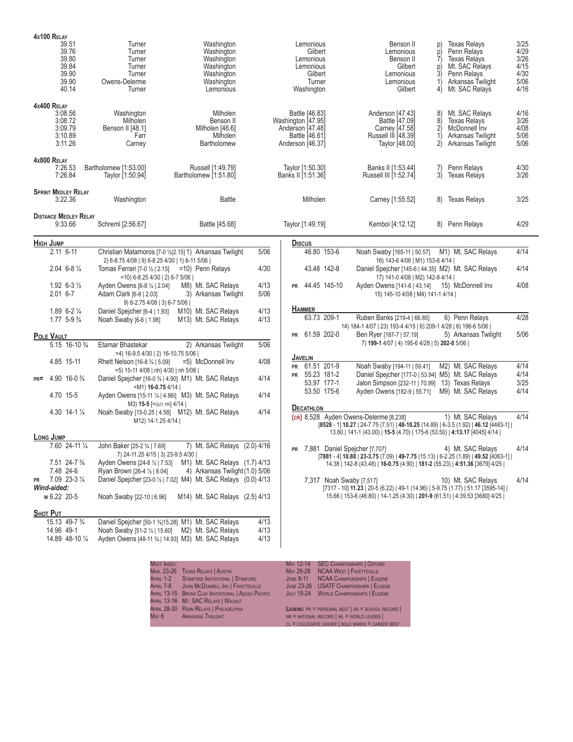## 4x100 Relay

| Time | Leg 1 | Leg 2 | Leg 3 | Leg 4 | Place/Meet | Date |
|---|---|---|---|---|---|---|
| 39.51 | Turner | Washington | Lemonious | Benson II | p) Texas Relays | 3/25 |
| 39.76 | Turner | Washington | Gilbert | Lemonious | p) Penn Relays | 4/29 |
| 39.80 | Turner | Washington | Lemonious | Benson II | 7) Texas Relays | 3/26 |
| 39.84 | Turner | Washington | Lemonious | Gilbert | p) Mt. SAC Relays | 4/15 |
| 39.90 | Turner | Washington | Gilbert | Lemonious | 3) Penn Relays | 4/30 |
| 39.90 | Owens-Delerme | Washington | Turner | Lemonious | 1) Arkansas Twilight | 5/06 |
| 40.14 | Turner | Lemonious | Washington | Gilbert | 4) Mt. SAC Relays | 4/16 |

## 4x400 Relay

| Time | Leg 1 | Leg 2 | Leg 3 | Leg 4 | Place/Meet | Date |
|---|---|---|---|---|---|---|
| 3:08.56 | Washington | Milholen | Battle [46.83] | Anderson [47.43] | 8) Mt. SAC Relays | 4/16 |
| 3:08.72 | Milholen | Benson II | Washington [47.95] | Battle [47.09] | 8) Texas Relays | 3/26 |
| 3:09.79 | Benson II [48.1] | Milholen [46.6] | Anderson [47.48] | Carney [47.58] | 2) McDonnell Inv | 4/08 |
| 3:10.89 | Farr | Milholen | Battle [46.61] | Russell III [48.39] | 1) Arkansas Twilight | 5/06 |
| 3:11.26 | Carney | Bartholomew | Anderson [46.37] | Taylor [48.00] | 2) Arkansas Twilight | 5/06 |

## 4x800 Relay

| Time | Leg 1 | Leg 2 | Leg 3 | Leg 4 | Place/Meet | Date |
|---|---|---|---|---|---|---|
| 7:26.53 | Bartholomew [1:53.00] | Russell [1:49.79] | Taylor [1:50.30] | Banks II [1:53.44] | 7) Penn Relays | 4/30 |
| 7:26.84 | Taylor [1:50.94] | Bartholomew [1:51.80] | Banks II [1:51.36] | Russell III [1:52.74] | 3) Texas Relays | 3/26 |

## Sprint Medley Relay

| Time | Leg 1 | Leg 2 | Leg 3 | Leg 4 | Place/Meet | Date |
|---|---|---|---|---|---|---|
| 3:22.36 | Washington | Battle | Milholen | Carney [1:55.52] | 8) Texas Relays | 3/25 |

## Distance Medley Relay

| Time | Leg 1 | Leg 2 | Leg 3 | Leg 4 | Place/Meet | Date |
|---|---|---|---|---|---|---|
| 9:33.66 | Schreml [2:56.67] | Battle [45.68] | Taylor [1:49.19] | Kemboi [4:12.12] | 8) Penn Relays | 4/29 |

## High Jump

| Mark | Athlete | Place/Meet | Date |
|---|---|---|---|
| 2.11 6-11 | Christian Matamoros [7-0 ½|2.15] 2) 6-8.75 4/08 \| 9) 6-8.25 4/30 \| 1) 6-11 5/06 \| | 1) Arkansas Twilight | 5/06 |
| 2.04 6-8 ¼ | Tomas Ferrari [7-0 ½ \| 2.15] =10) 6-8.25 4/30 \| 2) 6-7 5/06 \| | =10) Penn Relays | 4/30 |
| 1.92 6-3 ½ | Ayden Owens [6-8 ¼ \| 2.04] | M8) Mt. SAC Relays | 4/13 |
| 2.01 6-7 | Adam Clark [6-8 \| 2.03] 9) 6-2.75 4/08 \| 3) 6-7 5/06 \| | 3) Arkansas Twilight | 5/06 |
| 1.89 6-2 ¼ | Daniel Spejcher [6-4 \| 1.93] | M10) Mt. SAC Relays | 4/13 |
| 1.77 5-9 ¾ | Noah Swaby [6-6 \| 1.98] | M13) Mt. SAC Relays | 4/13 |

## Pole Vault

| Mark | Athlete | Place/Meet | Date |
|---|---|---|---|
| 5.15 16-10 ¾ | Etamar Bhastekar =4) 16-9.5 4/30 \| 2) 16-10.75 5/06 \| | 2) Arkansas Twilight | 5/06 |
| 4.85 15-11 | Rhett Nelson [16-8 ¾ \| 5.09] =5) 15-11 4/08 \| nh) 4/30 \| nh 5/06 \| | =5) McDonnell Inv | 4/08 |
| PR= 4.90 16-0 ¾ | Daniel Spejcher [16-0 ¾ \| 4.90] =M1) **16-0.75** 4/14 \| | M1) Mt. SAC Relays | 4/14 |
| 4.70 15-5 | Ayden Owens [15-11 ¼ \| 4.86] M3) **15-5** [=OUT PR] 4/14 \| | M3) Mt. SAC Relays | 4/14 |
| 4.30 14-1 ¼ | Noah Swaby [15-0.25 \| 4.58] M12) 14-1.25 4/14 \| | M12) Mt. SAC Relays | 4/14 |

## Long Jump

| Mark | Athlete | Place/Meet (Wind) | Date |
|---|---|---|---|
| 7.60 24-11 ¼ | John Baker [25-2 ¾ \| 7.69] 7) 24-11.25 4/15 \| 3) 23-9.5 4/30 \| | 7) Mt. SAC Relays (2.0) | 4/16 |
| 7.51 24-7 ¾ | Ayden Owens [24-8 ½ \| 7.53] | M1) Mt. SAC Relays (1.7) | 4/13 |
| 7.48 24-6 | Ryan Brown [26-4 ½ \| 8.04] | 4) Arkansas Twilight (1.0) | 5/06 |
| PR 7.09 23-3 ¼ | Daniel Spejcher [23-0 ½ \| 7.02] | M4) Mt. SAC Relays (0.0) | 4/13 |
| *Wind-aided:* | | | |
| w 6.22 20-5 | Noah Swaby [22-10 \| 6.96] | M14) Mt. SAC Relays (2.5) | 4/13 |

## Shot Put

| Mark | Athlete | Place/Meet | Date |
|---|---|---|---|
| 15.13 49-7 ¾ | Daniel Spejcher [50-1 ¾\|15.28] | M1) Mt. SAC Relays | 4/13 |
| 14.96 49-1 | Noah Swaby [51-2 ¼ \| 15.60] | M2) Mt. SAC Relays | 4/13 |
| 14.89 48-10 ¼ | Ayden Owens [48-11 ¾ \| 14.93] | M3) Mt. SAC Relays | 4/13 |

## Discus

| Mark | Athlete | Place/Meet | Date |
|---|---|---|---|
| 46.80 153-6 | Noah Swaby [165-11 \| 50.57] 16) 143-6 4/08 \| M1) 153-6 4/14 \| | M1) Mt. SAC Relays | 4/14 |
| 43.48 142-8 | Daniel Spejcher [145-6 \| 44.35] 17) 141-0 4/08 \| M2) 142-8 4/14 \| | M2) Mt. SAC Relays | 4/14 |
| PR 44.45 145-10 | Ayden Owens [141-6 \| 43.14] 15) 145-10 4/08 \| M4) 141-1 4/14 \| | 15) McDonnell Inv | 4/08 |

## Hammer

| Mark | Athlete | Place/Meet | Date |
|---|---|---|---|
| 63.73 209-1 | Ruben Banks [219-4 \| 66.85] 14) 184-1 4/07 \| 23) 193-4 4/15 \| 6) 209-1 4/28 \| 6) 196-6 5/06 \| | 6) Penn Relays | 4/28 |
| PR 61.59 202-0 | Ben Ryer [187-7 \| 57.19] 7) **199-1** 4/07 \| 4) 195-6 4/28 \| 5) **202-0** 5/06 \| | 5) Arkansas Twilight | 5/06 |

## Javelin

| Mark | Athlete | Place/Meet | Date |
|---|---|---|---|
| PR 61.51 201-9 | Noah Swaby [194-11 \| 59.41] | M2) Mt. SAC Relays | 4/14 |
| PR 55.23 181-2 | Daniel Spejcher [177-0 \| 53.94] | M5) Mt. SAC Relays | 4/14 |
| 53.97 177-1 | Jalon Simpson [232-11 \| 70.99] | 13) Texas Relays | 3/25 |
| 53.50 175-6 | Ayden Owens [182-9 \| 55.71] | M9) Mt. SAC Relays | 4/14 |

## Decathlon

| Points | Athlete | Place/Meet | Date |
|---|---|---|---|
| (CR) 8,528 | Ayden Owens-Delerme [8,238] [**8528** - 1] **10.27** \| 24-7.75 (7.51) \| **48-10.25** (14.89) \| 6-3.5 (1.92) \| **46.12** [4483-1] \| 13.80 \| 141-1 (43.00) \| **15-5** (4.70) \| 175-6 (53.50) \| **4:13.17** [4045] 4/14 \| | 1) Mt. SAC Relays | 4/14 |
| PR 7,881 | Daniel Spejcher [7,707] [**7881** - 4] **10.88** \| **23-3.75** (7.09) \| **49-7.75** (15.13) \| 6-2.25 (1.89) \| **49.52** [4063-1] \| 14.38 \| 142-8 (43.48) \| **16-0.75** (4.90) \| **181-2** (55.23) \| **4:51.36** [3679] 4/25 \| | 4) Mt. SAC Relays | 4/14 |
| 7,317 | Noah Swaby [7,517] [7317 - 10] **11.23** \| 20-5 (6.22) \| 49-1 (14.96) \| 5-9.75 (1.77) \| 51.17 [3595-14] \| 15.66 \| 153-6 (46.80) \| 14-1.25 (4.30) \| **201-9** (61.51) \| 4:39.53 [3680] 4/25 \| | 10) Mt. SAC Relays | 4/14 |

**Meet Index:**

| Date | Meet |
|---|---|
| Mar. 23-26 | Texas Relays \| Austin |
| April 1-2 | Stanford Invitational \| Stanford |
| April 7-8 | John McDonnell Inv \| Fayetteville |
| April 13-15 | Bryan Clay Invitational \| Azusa Pacific |
| April 13-16 | Mt. SAC Relays \| Walnut |
| April 28-30 | Penn Relays \| Philadelphia |
| May 6 | Arkansas Twilight |
| May 12-14 | SEC Championships \| Oxford |
| May 26-28 | NCAA West \| Fayetteville |
| June 8-11 | NCAA Championships \| Eugene |
| June 23-26 | USATF Championships \| Eugene |
| July 15-24 | World Championships \| Eugene |

**Legend:** PR = personal best | SR = school record | NR = national record | WL = world leader | CL = collegiate leader | bold marks = career best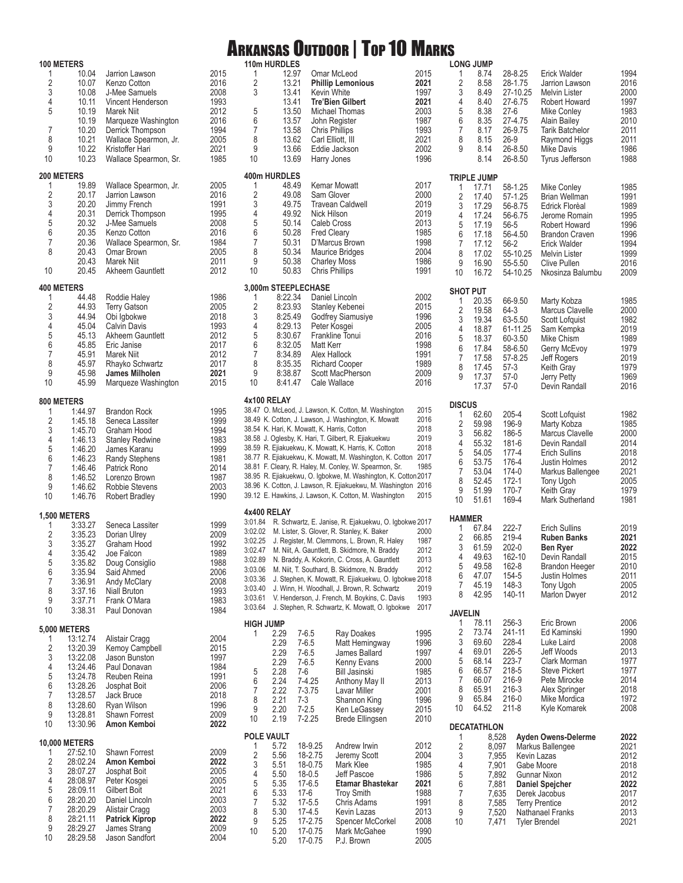# Arkansas Outdoor | Top 10 Marks

## 100 METERS

| Rank | Mark | Name | Year |
|---|---|---|---|
| 1 | 10.04 | Jarrion Lawson | 2015 |
| 2 | 10.07 | Kenzo Cotton | 2016 |
| 3 | 10.08 | J-Mee Samuels | 2008 |
| 4 | 10.11 | Vincent Henderson | 1993 |
| 5 | 10.19 | Marek Niit | 2012 |
| | 10.19 | Marqueze Washington | 2016 |
| 7 | 10.20 | Derrick Thompson | 1994 |
| 8 | 10.21 | Wallace Spearmon, Jr. | 2005 |
| 9 | 10.22 | Kristoffer Hari | 2021 |
| 10 | 10.23 | Wallace Spearmon, Sr. | 1985 |

## 200 METERS

| Rank | Mark | Name | Year |
|---|---|---|---|
| 1 | 19.89 | Wallace Spearmon, Jr. | 2005 |
| 2 | 20.17 | Jarrion Lawson | 2016 |
| 3 | 20.20 | Jimmy French | 1991 |
| 4 | 20.31 | Derrick Thompson | 1995 |
| 5 | 20.32 | J-Mee Samuels | 2008 |
| 6 | 20.35 | Kenzo Cotton | 2016 |
| 7 | 20.36 | Wallace Spearmon, Sr. | 1984 |
| 8 | 20.43 | Omar Brown | 2005 |
| | 20.43 | Marek Niit | 2011 |
| 10 | 20.45 | Akheem Gauntlett | 2012 |

## 400 METERS

| Rank | Mark | Name | Year |
|---|---|---|---|
| 1 | 44.48 | Roddie Haley | 1986 |
| 2 | 44.93 | Terry Gatson | 2005 |
| 3 | 44.94 | Obi Igbokwe | 2018 |
| 4 | 45.04 | Calvin Davis | 1993 |
| 5 | 45.13 | Akheem Gauntlett | 2012 |
| 6 | 45.85 | Eric Janise | 2017 |
| 7 | 45.91 | Marek Niit | 2012 |
| 8 | 45.97 | Rhayko Schwartz | 2017 |
| 9 | 45.98 | **James Milholen** | **2021** |
| 10 | 45.99 | Marqueze Washington | 2015 |

## 800 METERS

| Rank | Mark | Name | Year |
|---|---|---|---|
| 1 | 1:44.97 | Brandon Rock | 1995 |
| 2 | 1:45.18 | Seneca Lassiter | 1999 |
| 3 | 1:45.70 | Graham Hood | 1994 |
| 4 | 1:46.13 | Stanley Redwine | 1983 |
| 5 | 1:46.20 | James Karanu | 1999 |
| 6 | 1:46.23 | Randy Stephens | 1981 |
| 7 | 1:46.46 | Patrick Rono | 2014 |
| 8 | 1:46.52 | Lorenzo Brown | 1987 |
| 9 | 1:46.62 | Robbie Stevens | 2003 |
| 10 | 1:46.76 | Robert Bradley | 1990 |

## 1,500 METERS

| Rank | Mark | Name | Year |
|---|---|---|---|
| 1 | 3:33.27 | Seneca Lassiter | 1999 |
| 2 | 3:35.23 | Dorian Ulrey | 2009 |
| 3 | 3:35.27 | Graham Hood | 1992 |
| 4 | 3:35.42 | Joe Falcon | 1989 |
| 5 | 3:35.82 | Doug Consiglio | 1988 |
| 6 | 3:35.94 | Said Ahmed | 2006 |
| 7 | 3:36.91 | Andy McClary | 2008 |
| 8 | 3:37.16 | Niall Bruton | 1993 |
| 9 | 3:37.71 | Frank O'Mara | 1983 |
| 10 | 3:38.31 | Paul Donovan | 1984 |

## 5,000 METERS

| Rank | Mark | Name | Year |
|---|---|---|---|
| 1 | 13:12.74 | Alistair Cragg | 2004 |
| 2 | 13:20.39 | Kemoy Campbell | 2015 |
| 3 | 13:22.08 | Jason Bunston | 1997 |
| 4 | 13:24.46 | Paul Donavan | 1984 |
| 5 | 13:24.78 | Reuben Reina | 1991 |
| 6 | 13:28.26 | Josphat Boit | 2006 |
| 7 | 13:28.57 | Jack Bruce | 2018 |
| 8 | 13:28.60 | Ryan Wilson | 1996 |
| 9 | 13:28.81 | Shawn Forrest | 2009 |
| 10 | 13:30.96 | **Amon Kemboi** | **2022** |

## 10,000 METERS

| Rank | Mark | Name | Year |
|---|---|---|---|
| 1 | 27:52.10 | Shawn Forrest | 2009 |
| 2 | 28:02.24 | **Amon Kemboi** | **2022** |
| 3 | 28:07.27 | Josphat Boit | 2005 |
| 4 | 28:08.97 | Peter Kosgei | 2005 |
| 5 | 28:09.11 | Gilbert Boit | 2021 |
| 6 | 28:20.20 | Daniel Lincoln | 2003 |
| 7 | 28:20.29 | Alistair Cragg | 2003 |
| 8 | 28:21.11 | **Patrick Kiprop** | **2022** |
| 9 | 28:29.27 | James Strang | 2009 |
| 10 | 28:29.58 | Jason Sandfort | 2004 |

## 110m HURDLES

| Rank | Mark | Name | Year |
|---|---|---|---|
| 1 | 12.97 | Omar McLeod | 2015 |
| 2 | 13.21 | **Phillip Lemonious** | **2021** |
| 3 | 13.41 | Kevin White | 1997 |
| | 13.41 | **Tre'Bien Gilbert** | **2021** |
| 5 | 13.50 | Michael Thomas | 2003 |
| 6 | 13.57 | John Register | 1987 |
| 7 | 13.58 | Chris Phillips | 1993 |
| 8 | 13.62 | Carl Elliott, III | 2021 |
| 9 | 13.66 | Eddie Jackson | 2002 |
| 10 | 13.69 | Harry Jones | 1996 |

## 400m HURDLES

| Rank | Mark | Name | Year |
|---|---|---|---|
| 1 | 48.49 | Kemar Mowatt | 2017 |
| 2 | 49.08 | Sam Glover | 2000 |
| 3 | 49.75 | Travean Caldwell | 2019 |
| 4 | 49.92 | Nick Hilson | 2019 |
| 5 | 50.14 | Caleb Cross | 2013 |
| 6 | 50.28 | Fred Cleary | 1985 |
| 7 | 50.31 | D'Marcus Brown | 1998 |
| 8 | 50.34 | Maurice Bridges | 2004 |
| 9 | 50.38 | Charley Moss | 1986 |
| 10 | 50.83 | Chris Phillips | 1991 |

## 3,000m STEEPLECHASE

| Rank | Mark | Name | Year |
|---|---|---|---|
| 1 | 8:22.34 | Daniel Lincoln | 2002 |
| 2 | 8:23.93 | Stanley Kebenei | 2015 |
| 3 | 8:25.49 | Godfrey Siamusiye | 1996 |
| 4 | 8:29.13 | Peter Kosgei | 2005 |
| 5 | 8:30.67 | Frankline Tonui | 2016 |
| 6 | 8:32.05 | Matt Kerr | 1998 |
| 7 | 8:34.89 | Alex Hallock | 1991 |
| 8 | 8:35.35 | Richard Cooper | 1989 |
| 9 | 8:38.87 | Scott MacPherson | 2009 |
| 10 | 8:41.47 | Cale Wallace | 2016 |

## 4x100 RELAY

| Mark | Team | Year |
|---|---|---|
| 38.47 | O. McLeod, J. Lawson, K. Cotton, M. Washington | 2015 |
| 38.49 | K. Cotton, J. Lawson, J. Washington, K. Mowatt | 2016 |
| 38.54 | K. Hari, K. Mowatt, K. Harris, Cotton | 2018 |
| 38.58 | J. Oglesby, K. Hari, T. Gilbert, R. Ejiakuekwu | 2019 |
| 38.59 | R. Ejiakuekwu, K. Mowatt, K. Harris, K. Cotton | 2018 |
| 38.77 | R. Ejiakuekwu, K. Mowatt, M. Washington, K. Cotton | 2017 |
| 38.81 | F. Cleary, R. Haley, M. Conley, W. Spearmon, Sr. | 1985 |
| 38.95 | R. Ejiakuekwu, O. Igbokwe, M. Washington, K. Cotton | 2017 |
| 38.96 | K. Cotton, J. Lawson, R. Ejiakuekwu, M. Washington | 2016 |
| 39.12 | E. Hawkins, J. Lawson, K. Cotton, M. Washington | 2015 |

## 4x400 RELAY

| Mark | Team | Year |
|---|---|---|
| 3:01.84 | R. Schwartz, E. Janise, R. Ejiakuekwu, O. Igbokwe | 2017 |
| 3:02.02 | M. Lister, S. Glover, R. Stanley, K. Baker | 2000 |
| 3:02.25 | J. Register, M. Clemmons, L. Brown, R. Haley | 1987 |
| 3:02.47 | M. Niit, A. Gauntlett, B. Skidmore, N. Braddy | 2012 |
| 3:02.89 | N. Braddy, A. Kokorin, C. Cross, A. Gauntlett | 2013 |
| 3:03.06 | M. Niit, T. Southard, B. Skidmore, N. Braddy | 2012 |
| 3:03.36 | J. Stephen, K. Mowatt, R. Ejiakuekwu, O. Igbokwe | 2018 |
| 3:03.40 | J. Winn, H. Woodhall, J. Brown, R. Schwartz | 2019 |
| 3:03.61 | V. Henderson, J. French, M. Boykins, C. Davis | 1993 |
| 3:03.64 | J. Stephen, R. Schwartz, K. Mowatt, O. Igbokwe | 2017 |

## HIGH JUMP

| Rank | Mark | Feet | Name | Year |
|---|---|---|---|---|
| 1 | 2.29 | 7-6.5 | Ray Doakes | 1995 |
| | 2.29 | 7-6.5 | Matt Hemingway | 1996 |
| | 2.29 | 7-6.5 | James Ballard | 1997 |
| | 2.29 | 7-6.5 | Kenny Evans | 2000 |
| 5 | 2.28 | 7-6 | Bill Jasinski | 1985 |
| 6 | 2.24 | 7-4.25 | Anthony May II | 2013 |
| 7 | 2.22 | 7-3.75 | Lavar Miller | 2001 |
| 8 | 2.21 | 7-3 | Shannon King | 1996 |
| 9 | 2.20 | 7-2.5 | Ken LeGassey | 2015 |
| 10 | 2.19 | 7-2.25 | Brede Ellingsen | 2010 |

## POLE VAULT

| Rank | Mark | Feet | Name | Year |
|---|---|---|---|---|
| 1 | 5.72 | 18-9.25 | Andrew Irwin | 2012 |
| 2 | 5.56 | 18-2.75 | Jeremy Scott | 2004 |
| 3 | 5.51 | 18-0.75 | Mark Klee | 1985 |
| 4 | 5.50 | 18-0.5 | Jeff Pascoe | 1986 |
| 5 | 5.35 | 17-6.5 | **Etamar Bhastekar** | **2021** |
| 6 | 5.33 | 17-6 | Troy Smith | 1988 |
| 7 | 5.32 | 17-5.5 | Chris Adams | 1991 |
| 8 | 5.30 | 17-4.5 | Kevin Lazas | 2013 |
| 9 | 5.25 | 17-2.75 | Spencer McCorkel | 2008 |
| 10 | 5.20 | 17-0.75 | Mark McGahee | 1990 |
| | 5.20 | 17-0.75 | P.J. Brown | 2005 |

## LONG JUMP

| Rank | Mark | Feet | Name | Year |
|---|---|---|---|---|
| 1 | 8.74 | 28-8.25 | Erick Walder | 1994 |
| 2 | 8.58 | 28-1.75 | Jarrion Lawson | 2016 |
| 3 | 8.49 | 27-10.25 | Melvin Lister | 2000 |
| 4 | 8.40 | 27-6.75 | Robert Howard | 1997 |
| 5 | 8.38 | 27-6 | Mike Conley | 1983 |
| 6 | 8.35 | 27-4.75 | Alain Bailey | 2010 |
| 7 | 8.17 | 26-9.75 | Tarik Batchelor | 2011 |
| 8 | 8.15 | 26-9 | Raymond Higgs | 2011 |
| 9 | 8.14 | 26-8.50 | Mike Davis | 1986 |
| | 8.14 | 26-8.50 | Tyrus Jefferson | 1988 |

## TRIPLE JUMP

| Rank | Mark | Feet | Name | Year |
|---|---|---|---|---|
| 1 | 17.71 | 58-1.25 | Mike Conley | 1985 |
| 2 | 17.40 | 57-1.25 | Brian Wellman | 1991 |
| 3 | 17.29 | 56-8.75 | Edrick Florèal | 1989 |
| 4 | 17.24 | 56-6.75 | Jerome Romain | 1995 |
| 5 | 17.19 | 56-5 | Robert Howard | 1996 |
| 6 | 17.18 | 56-4.50 | Brandon Craven | 1996 |
| 7 | 17.12 | 56-2 | Erick Walder | 1994 |
| 8 | 17.02 | 55-10.25 | Melvin Lister | 1999 |
| 9 | 16.90 | 55-5.50 | Clive Pullen | 2016 |
| 10 | 16.72 | 54-10.25 | Nkosinza Balumbu | 2009 |

## SHOT PUT

| Rank | Mark | Feet | Name | Year |
|---|---|---|---|---|
| 1 | 20.35 | 66-9.50 | Marty Kobza | 1985 |
| 2 | 19.58 | 64-3 | Marcus Clavelle | 2000 |
| 3 | 19.34 | 63-5.50 | Scott Lofquist | 1982 |
| 4 | 18.87 | 61-11.25 | Sam Kempka | 2019 |
| 5 | 18.37 | 60-3.50 | Mike Chism | 1989 |
| 6 | 17.84 | 58-6.50 | Gerry McEvoy | 1979 |
| 7 | 17.58 | 57-8.25 | Jeff Rogers | 2019 |
| 8 | 17.45 | 57-3 | Keith Gray | 1979 |
| 9 | 17.37 | 57-0 | Jerry Petty | 1969 |
| | 17.37 | 57-0 | Devin Randall | 2016 |

## DISCUS

| Rank | Mark | Feet | Name | Year |
|---|---|---|---|---|
| 1 | 62.60 | 205-4 | Scott Lofquist | 1982 |
| 2 | 59.98 | 196-9 | Marty Kobza | 1985 |
| 3 | 56.82 | 186-5 | Marcus Clavelle | 2000 |
| 4 | 55.32 | 181-6 | Devin Randall | 2014 |
| 5 | 54.05 | 177-4 | Erich Sullins | 2018 |
| 6 | 53.75 | 176-4 | Justin Holmes | 2012 |
| 7 | 53.04 | 174-0 | Markus Ballengee | 2021 |
| 8 | 52.45 | 172-1 | Tony Ugoh | 2005 |
| 9 | 51.99 | 170-7 | Keith Gray | 1979 |
| 10 | 51.61 | 169-4 | Mark Sutherland | 1981 |

## HAMMER

| Rank | Mark | Feet | Name | Year |
|---|---|---|---|---|
| 1 | 67.84 | 222-7 | Erich Sullins | 2019 |
| 2 | 66.85 | 219-4 | **Ruben Banks** | **2021** |
| 3 | 61.59 | 202-0 | **Ben Ryer** | **2022** |
| 4 | 49.63 | 162-10 | Devin Randall | 2015 |
| 5 | 49.58 | 162-8 | Brandon Heeger | 2010 |
| 6 | 47.07 | 154-5 | Justin Holmes | 2011 |
| 7 | 45.19 | 148-3 | Tony Ugoh | 2005 |
| 8 | 42.95 | 140-11 | Marlon Dwyer | 2012 |

## JAVELIN

| Rank | Mark | Feet | Name | Year |
|---|---|---|---|---|
| 1 | 78.11 | 256-3 | Eric Brown | 2006 |
| 2 | 73.74 | 241-11 | Ed Kaminski | 1990 |
| 3 | 69.60 | 228-4 | Luke Laird | 2008 |
| 4 | 69.01 | 226-5 | Jeff Woods | 2013 |
| 5 | 68.14 | 223-7 | Clark Morman | 1977 |
| 6 | 66.57 | 218-5 | Steve Pickert | 1977 |
| 7 | 66.07 | 216-9 | Pete Mirocke | 2014 |
| 8 | 65.91 | 216-3 | Alex Springer | 2018 |
| 9 | 65.84 | 216-0 | Mike Mordica | 1972 |
| 10 | 64.52 | 211-8 | Kyle Komarek | 2008 |

## DECATHLON

| Rank | Points | Name | Year |
|---|---|---|---|
| 1 | 8,528 | **Ayden Owens-Delerme** | **2022** |
| 2 | 8,097 | Markus Ballengee | 2021 |
| 3 | 7,955 | Kevin Lazas | 2012 |
| 4 | 7,901 | Gabe Moore | 2018 |
| 5 | 7,892 | Gunnar Nixon | 2012 |
| 6 | 7,881 | **Daniel Spejcher** | **2022** |
| 7 | 7,635 | Derek Jacobus | 2017 |
| 8 | 7,585 | Terry Prentice | 2012 |
| 9 | 7,520 | Nathanael Franks | 2013 |
| 10 | 7,471 | Tyler Brendel | 2021 |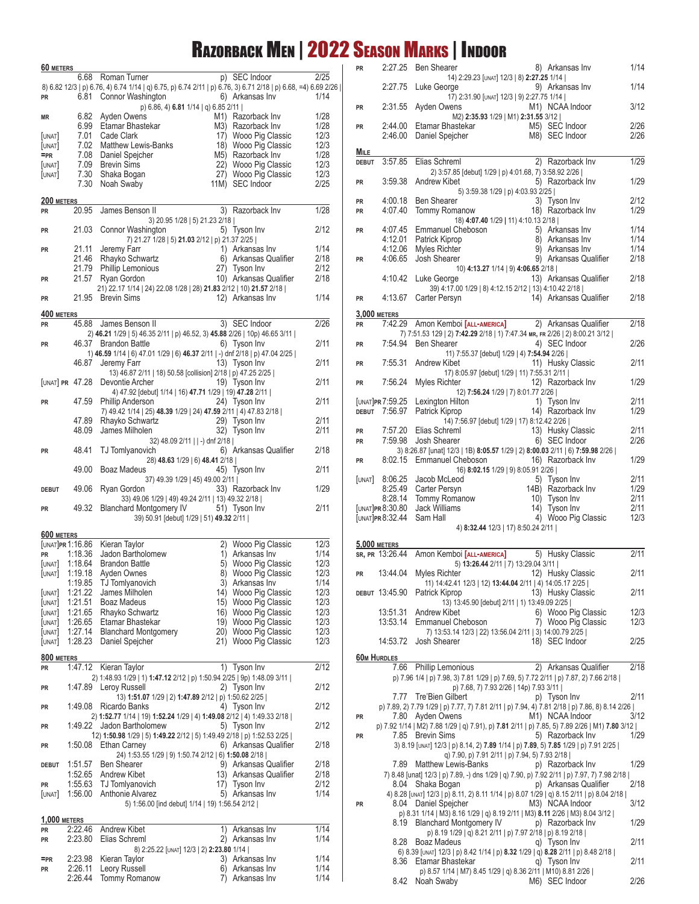# Razorback Men | 2022 Season Marks | Indoor

### 60 Meters

| | Mark | Athlete | Place/Meet | Date |
|---|---|---|---|---|
| | 6.68 | Roman Turner | p) SEC Indoor | 2/25 |
| | | 8) 6.82 12/3 \| p) 6.76, 4) 6.74 1/14 \| q) 6.75, p) 6.74 2/11 \| p) 6.76, 3) 6.71 2/18 \| p) 6.68, =4) 6.69 2/26 \| | | |
| PR | 6.81 | Connor Washington | 6) Arkansas Inv | 1/14 |
| | | p) 6.86, 4) **6.81** 1/14 \| q) 6.85 2/11 \| | | |
| MR | 6.82 | Ayden Owens | M1) Razorback Inv | 1/28 |
| | 6.99 | Etamar Bhastekar | M3) Razorback Inv | 1/28 |
| [UNAT] | 7.01 | Cade Clark | 17) Wooo Pig Classic | 12/3 |
| [UNAT] | 7.02 | Matthew Lewis-Banks | 18) Wooo Pig Classic | 12/3 |
| =PR | 7.08 | Daniel Spejcher | M5) Razorback Inv | 1/28 |
| [UNAT] | 7.09 | Brevin Sims | 22) Wooo Pig Classic | 12/3 |
| [UNAT] | 7.30 | Shaka Bogan | 27) Wooo Pig Classic | 12/3 |
| | 7.30 | Noah Swaby | 11M) SEC Indoor | 2/25 |

### 200 Meters

| | Mark | Athlete | Place/Meet | Date |
|---|---|---|---|---|
| PR | 20.95 | James Benson II | 3) Razorback Inv | 1/28 |
| | | 3) 20.95 1/28 \| 5) 21.23 2/18 \| | | |
| PR | 21.03 | Connor Washington | 5) Tyson Inv | 2/12 |
| | | 7) 21.27 1/28 \| 5) **21.03** 2/12 \| p) 21.37 2/25 \| | | |
| PR | 21.11 | Jeremy Farr | 1) Arkansas Inv | 1/14 |
| | 21.46 | Rhayko Schwartz | 6) Arkansas Qualifier | 2/18 |
| | 21.79 | Phillip Lemonious | 27) Tyson Inv | 2/12 |
| PR | 21.57 | Ryan Gordon | 10) Arkansas Qualifier | 2/18 |
| | | 21) 22.17 1/14 \| 24) 22.08 1/28 \| 28) **21.83** 2/12 \| 10) **21.57** 2/18 \| | | |
| PR | 21.95 | Brevin Sims | 12) Arkansas Inv | 1/14 |

### 400 Meters

| | Mark | Athlete | Place/Meet | Date |
|---|---|---|---|---|
| PR | 45.88 | James Benson II | 3) SEC Indoor | 2/26 |
| | | 2) **46.21** 1/29 \| 5) 46.35 2/11 \| p) 46.52, 3) **45.88** 2/26 \| 10p) 46.65 3/11 \| | | |
| PR | 46.37 | Brandon Battle | 6) Tyson Inv | 2/11 |
| | | 1) **46.59** 1/14 \| 6) 47.01 1/29 \| 6) **46.37** 2/11 \| -) dnf 2/18 \| p) 47.04 2/25 \| | | |
| | 46.87 | Jeremy Farr | 13) Tyson Inv | 2/11 |
| | | 13) 46.87 2/11 \| 18) 50.58 [collision] 2/18 \| p) 47.25 2/25 \| | | |
| [UNAT] PR | 47.28 | Devontie Archer | 19) Tyson Inv | 2/11 |
| | | 4) 47.92 [debut] 1/14 \| 16) **47.71** 1/29 \| 19) **47.28** 2/11 \| | | |
| PR | 47.59 | Phillip Anderson | 24) Tyson Inv | 2/11 |
| | | 7) 49.42 1/14 \| 25) **48.39** 1/29 \| 24) **47.59** 2/11 \| 4) 47.83 2/18 \| | | |
| | 47.89 | Rhayko Schwartz | 29) Tyson Inv | 2/11 |
| | 48.09 | James Milholen | 32) Tyson Inv | 2/11 |
| | | 32) 48.09 2/11 \| \| -) dnf 2/18 \| | | |
| PR | 48.41 | TJ Tomlyanovich | 6) Arkansas Qualifier | 2/18 |
| | | 28) **48.63** 1/29 \| 6) **48.41** 2/18 \| | | |
| | 49.00 | Boaz Madeus | 45) Tyson Inv | 2/11 |
| | | 37) 49.39 1/29 \| 45) 49.00 2/11 \| | | |
| DEBUT | 49.06 | Ryan Gordon | 33) Razorback Inv | 1/29 |
| | | 33) 49.06 1/29 \| 49) 49.24 2/11 \| 13) 49.32 2/18 \| | | |
| PR | 49.32 | Blanchard Montgomery IV | 51) Tyson Inv | 2/11 |
| | | 39) 50.91 [debut] 1/29 \| 51) **49.32** 2/11 \| | | |

### 600 Meters

| | Mark | Athlete | Place/Meet | Date |
|---|---|---|---|---|
| [UNAT] PR | 1:16.86 | Kieran Taylor | 2) Wooo Pig Classic | 12/3 |
| PR | 1:18.36 | Jadon Bartholomew | 1) Arkansas Inv | 1/14 |
| [UNAT] | 1:18.64 | Brandon Battle | 5) Wooo Pig Classic | 12/3 |
| [UNAT] | 1:19.18 | Ayden Ownes | 8) Wooo Pig Classic | 12/3 |
| | 1:19.85 | TJ Tomlyanovich | 3) Arkansas Inv | 1/14 |
| [UNAT] | 1:21.22 | James Milholen | 14) Wooo Pig Classic | 12/3 |
| [UNAT] | 1:21.51 | Boaz Madeus | 15) Wooo Pig Classic | 12/3 |
| [UNAT] | 1:21.65 | Rhayko Schwartz | 16) Wooo Pig Classic | 12/3 |
| [UNAT] | 1:26.65 | Etamar Bhastekar | 19) Wooo Pig Classic | 12/3 |
| [UNAT] | 1:27.14 | Blanchard Montgomery | 20) Wooo Pig Classic | 12/3 |
| [UNAT] | 1:28.23 | Daniel Spejcher | 21) Wooo Pig Classic | 12/3 |

### 800 Meters

| | Mark | Athlete | Place/Meet | Date |
|---|---|---|---|---|
| PR | 1:47.12 | Kieran Taylor | 1) Tyson Inv | 2/12 |
| | | 2) 1:48.93 1/29 \| 1) **1:47.12** 2/12 \| p) 1:50.94 2/25 \| 9p) 1:48.09 3/11 \| | | |
| PR | 1:47.89 | Leroy Russell | 2) Tyson Inv | 2/12 |
| | | 13) **1:51.07** 1/29 \| 2) **1:47.89** 2/12 \| p) 1:50.62 2/25 \| | | |
| PR | 1:49.08 | Ricardo Banks | 4) Tyson Inv | 2/12 |
| | | 2) **1:52.77** 1/14 \| 19) **1:52.24** 1/29 \| 4) **1:49.08** 2/12 \| 4) 1:49.33 2/18 \| | | |
| PR | 1:49.22 | Jadon Bartholomew | 5) Tyson Inv | 2/12 |
| | | 12) **1:50.98** 1/29 \| 5) **1:49.22** 2/12 \| 5) 1:49.49 2/18 \| p) 1:52.53 2/25 \| | | |
| PR | 1:50.08 | Ethan Carney | 6) Arkansas Qualifier | 2/18 |
| | | 24) 1:53.55 1/29 \| 9) 1:50.74 2/12 \| 6) **1:50.08** 2/18 \| | | |
| DEBUT | 1:51.57 | Ben Shearer | 9) Arkansas Qualifier | 2/18 |
| | 1:52.65 | Andrew Kibet | 13) Arkansas Qualifier | 2/18 |
| PR | 1:55.63 | TJ Tomlyanovich | 17) Tyson Inv | 2/12 |
| [UNAT] | 1:56.00 | Anthonie Alvarez | 5) Arkansas Inv | 1/14 |
| | | 5) 1:56.00 [ind debut] 1/14 \| 19) 1:56.54 2/12 \| | | |

### 1,000 Meters

| | Mark | Athlete | Place/Meet | Date |
|---|---|---|---|---|
| PR | 2:22.46 | Andrew Kibet | 1) Arkansas Inv | 1/14 |
| PR | 2:23.80 | Elias Schreml | 2) Arkansas Inv | 1/14 |
| | | 8) 2:25.22 [UNAT] 12/3 \| 2) **2:23.80** 1/14 \| | | |
| =PR | 2:23.98 | Kieran Taylor | 3) Arkansas Inv | 1/14 |
| PR | 2:26.11 | Leory Russell | 6) Arkansas Inv | 1/14 |
| | 2:26.44 | Tommy Romanow | 7) Arkansas Inv | 1/14 |
| PR | 2:27.25 | Ben Shearer | 8) Arkansas Inv | 1/14 |
| | | 14) 2:29.23 [UNAT] 12/3 \| 8) **2:27.25** 1/14 \| | | |
| | 2:27.75 | Luke George | 9) Arkansas Inv | 1/14 |
| | | 17) 2:31.90 [UNAT] 12/3 \| 9) 2:27.75 1/14 \| | | |
| PR | 2:31.55 | Ayden Owens | M1) NCAA Indoor | 3/12 |
| | | M2) **2:35.93** 1/29 \| M1) **2:31.55** 3/12 \| | | |
| PR | 2:44.00 | Etamar Bhastekar | M5) SEC Indoor | 2/26 |
| | 2:46.00 | Daniel Spejcher | M8) SEC Indoor | 2/26 |

### Mile

| | Mark | Athlete | Place/Meet | Date |
|---|---|---|---|---|
| DEBUT | 3:57.85 | Elias Schreml | 2) Razorback Inv | 1/29 |
| | | 2) 3:57.85 [debut] 1/29 \| p) 4:01.68, 7) 3:58.92 2/26 \| | | |
| PR | 3:59.38 | Andrew Kibet | 5) Razorback Inv | 1/29 |
| | | 5) 3:59.38 1/29 \| p) 4:03.93 2/25 \| | | |
| PR | 4:00.18 | Ben Shearer | 3) Tyson Inv | 2/12 |
| PR | 4:07.40 | Tommy Romanow | 18) Razorback Inv | 1/29 |
| | | 18) **4:07.40** 1/29 \| 11) 4:10.13 2/18 \| | | |
| PR | 4:07.45 | Emmanuel Cheboson | 5) Arkansas Inv | 1/14 |
| | 4:12.01 | Patrick Kiprop | 8) Arkansas Inv | 1/14 |
| | 4:12.06 | Myles Richter | 9) Arkansas Inv | 1/14 |
| PR | 4:06.65 | Josh Shearer | 9) Arkansas Qualifier | 2/18 |
| | | 10) **4:13.27** 1/14 \| 9) **4:06.65** 2/18 \| | | |
| | 4:10.42 | Luke George | 13) Arkansas Qualifier | 2/18 |
| | | 39) 4:17.00 1/29 \| 8) 4:12.15 2/12 \| 13) 4:10.42 2/18 \| | | |
| PR | 4:13.67 | Carter Persyn | 14) Arkansas Qualifier | 2/18 |

### 3,000 Meters

| | Mark | Athlete | Place/Meet | Date |
|---|---|---|---|---|
| PR | 7:42.29 | Amon Kemboi [ALL-AMERICA] | 2) Arkansas Qualifier | 2/18 |
| | | 7) 7:51.53 129 \| 2) **7:42.29** 2/18 \| 1) 7:47.34 MR, FR 2/26 \| 2) 8:00.21 3/12 \| | | |
| PR | 7:54.94 | Ben Shearer | 4) SEC Indoor | 2/26 |
| | | 11) 7:55.37 [debut] 1/29 \| 4) **7:54.94** 2/26 \| | | |
| PR | 7:55.31 | Andrew Kibet | 11) Husky Classic | 2/11 |
| | | 17) 8:05.97 [debut] 1/29 \| 11) 7:55.31 2/11 \| | | |
| PR | 7:56.24 | Myles Richter | 12) Razorback Inv | 1/29 |
| | | 12) **7:56.24** 1/29 \| 7) 8:01.77 2/26 \| | | |
| [UNAT] PR | 7:59.25 | Lexington Hilton | 1) Tyson Inv | 2/11 |
| DEBUT | 7:56.97 | Patrick Kiprop | 14) Razorback Inv | 1/29 |
| | | 14) 7:56.97 [debut] 1/29 \| 17) 8:12.42 2/26 \| | | |
| PR | 7:57.20 | Elias Schreml | 13) Husky Classic | 2/11 |
| PR | 7:59.98 | Josh Shearer | 6) SEC Indoor | 2/26 |
| | | 3) 8:26.87 [unat] 12/3 \| 1B) **8:05.57** 1/29 \| 2) **8:00.03** 2/11 \| 6) **7:59.98** 2/26 \| | | |
| PR | 8:02.15 | Emmanuel Cheboson | 16) Razorback Inv | 1/29 |
| | | 16) **8:02.15** 1/29 \| 9) 8:05.91 2/26 \| | | |
| [UNAT] | 8:06.25 | Jacob McLeod | 5) Tyson Inv | 2/11 |
| | 8:25.49 | Carter Persyn | 14B) Razorback Inv | 1/29 |
| | 8:28.14 | Tommy Romanow | 10) Tyson Inv | 2/11 |
| [UNAT] PR | 8:30.80 | Jack Williams | 14) Tyson Inv | 2/11 |
| [UNAT] PR | 8:32.44 | Sam Hall | 4) Wooo Pig Classic | 12/3 |
| | | 4) **8:32.44** 12/3 \| 17) 8:50.24 2/11 \| | | |

### 5,000 Meters

| | Mark | Athlete | Place/Meet | Date |
|---|---|---|---|---|
| SR, PR | 13:26.44 | Amon Kemboi [ALL-AMERICA] | 5) Husky Classic | 2/11 |
| | | 5) **13:26.44** 2/11 \| 7) 13:29.04 3/11 \| | | |
| PR | 13:44.04 | Myles Richter | 12) Husky Classic | 2/11 |
| | | 11) 14:42.41 12/3 \| 12) **13:44.04** 2/11 \| 4) 14:05.17 2/25 \| | | |
| DEBUT | 13:45.90 | Patrick Kiprop | 13) Husky Classic | 2/11 |
| | | 13) 13:45.90 [debut] 2/11 \| 1) 13:49.09 2/25 \| | | |
| | 13:51.31 | Andrew Kibet | 6) Wooo Pig Classic | 12/3 |
| | 13:53.14 | Emmanuel Cheboson | 7) Wooo Pig Classic | 12/3 |
| | | 7) 13:53.14 12/3 \| 22) 13:56.04 2/11 \| 3) 14:00.79 2/25 \| | | |
| | 14:53.72 | Josh Shearer | 18) SEC Indoor | 2/25 |

### 60m Hurdles

| | Mark | Athlete | Place/Meet | Date |
|---|---|---|---|---|
| | 7.66 | Phillip Lemonious | 2) Arkansas Qualifier | 2/18 |
| | | p) 7.96 1/4 \| p) 7.98, 3) 7.81 1/29 \| p) 7.69, 5) 7.72 2/11 \| p) 7.87, 2) 7.66 2/18 \| | | |
| | | p) 7.68, 7) 7.93 2/26 \| 14p) 7.93 3/11 \| | | |
| | 7.77 | Tre'Bien Gilbert | p) Tyson Inv | 2/11 |
| | | p) 7.89, 2) 7.79 1/29 \| p) 7.77, 7) 7.81 2/11 \| p) 7.94, 4) 7.81 2/18 \| p) 7.86, 8) 8.14 2/26 \| | | |
| PR | 7.80 | Ayden Owens | M1) NCAA Indoor | 3/12 |
| | | p) 7.92 1/14 \| M2) 7.88 1/29 \| q) 7.91), p) **7.81** 2/11 \| p) 7.85, 5) 7.89 2/26 \| M1) **7.80** 3/12 \| | | |
| PR | 7.85 | Brevin Sims | 5) Razorback Inv | 1/29 |
| | | 3) 8.19 [UNAT] 12/3 \| p) 8.14, 2) **7.89** 1/14 \| p) **7.89**, 5) **7.85** 1/29 \| p) 7.91 2/25 \| | | |
| | | q) 7.90, p) 7.91 2/11 \| p) 7.94, 5) 7.93 2/18 \| | | |
| | 7.89 | Matthew Lewis-Banks | p) Razorback Inv | 1/29 |
| | | 7) 8.48 [unat] 12/3 \| p) 7.89, -) dns 1/29 \| q) 7.90, p) 7.92 2/11 \| p) 7.97, 7) 7.98 2/18 \| | | |
| | 8.04 | Shaka Bogan | p) Arkansas Qualifier | 2/18 |
| | | 4) 8.28 [UNAT] 12/3 \| p) 8.11, 2) 8.11 1/14 \| p) 8.07 1/29 \| q) 8.15 2/11 \| p) 8.04 2/18 \| | | |
| PR | 8.04 | Daniel Spejcher | M3) NCAA Indoor | 3/12 |
| | | p) 8.31 1/14 \| M3) 8.16 1/29 \| q) 8.19 2/11 \| M3) **8.11** 2/26 \| M3) 8.04 3/12 \| | | |
| | 8.19 | Blanchard Montgomery IV | p) Razorback Inv | 1/29 |
| | | p) 8.19 1/29 \| q) 8.21 2/11 \| p) 7.97 2/18 \| p) 8.19 2/18 \| | | |
| | 8.28 | Boaz Madeus | q) Tyson Inv | 2/11 |
| | | 6) 8.39 [UNAT] 12/3 \| p) 8.42 1/14 \| p) **8.32** 1/29 \| q) **8.28** 2/11 \| p) 8.48 2/18 \| | | |
| | 8.36 | Etamar Bhastekar | q) Tyson Inv | 2/11 |
| | | p) 8.57 1/14 \| M7) 8.45 1/29 \| q) 8.36 2/11 \| M10) 8.81 2/26 \| | | |
| | 8.42 | Noah Swaby | M6) SEC Indoor | 2/26 |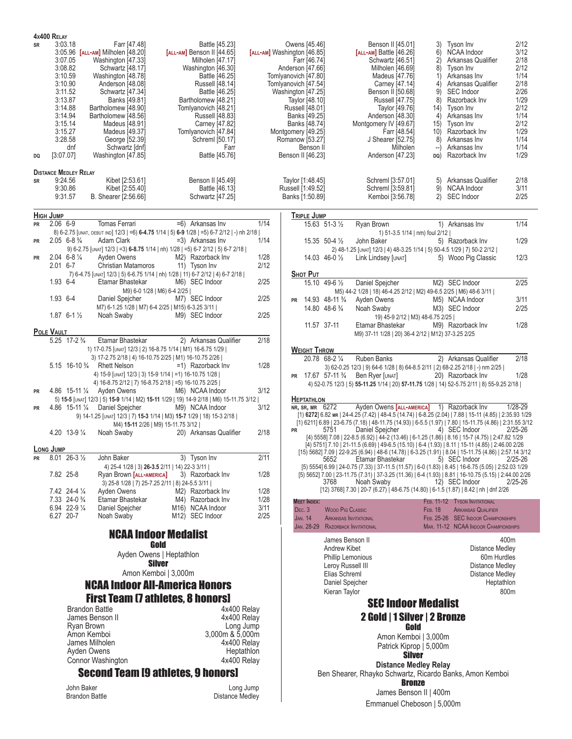## 4x400 Relay

| | Time | Leg 1 | Leg 2 | Leg 3 | Leg 4 | Place | Meet | Date |
|---|---|---|---|---|---|---|---|---|
| SR | 3:03.18 | Farr [47.48] | Battle [45.23] | Owens [45.46] | Benson II [45.01] | 3) | Tyson Inv | 2/12 |
| | 3:05.96 | [ALL-AM] Milholen [48.20] | [ALL-AM] Benson II [44.65] | [ALL-AM] Washington [46.85] | [ALL-AM] Battle [46.26] | 6) | NCAA Indoor | 3/12 |
| | 3:07.05 | Washington [47.33] | Milholen [47.17] | Farr [46.74] | Schwartz [46.51] | 2) | Arkansas Qualifier | 2/18 |
| | 3:08.82 | Schwartz [48.17] | Washington [46.30] | Anderson [47.66] | Milholen [46.69] | 8) | Tyson Inv | 2/12 |
| | 3:10.59 | Washington [48.78] | Battle [46.25] | Tomlyanovich [47.80] | Madeus [47.76] | 1) | Arkansas Inv | 1/14 |
| | 3:10.90 | Anderson [48.08] | Russell [48.14] | Tomlyanovich [47.54] | Carney [47.14] | 4) | Arkansas Qualifier | 2/18 |
| | 3:11.52 | Schwartz [47.34] | Battle [46.25] | Washington [47.25] | Benson II [50.68] | 9) | SEC Indoor | 2/26 |
| | 3:13.87 | Banks [49.81] | Bartholomew [48.21] | Taylor [48.10] | Russell [47.75] | 8) | Razorback Inv | 1/29 |
| | 3:14.88 | Bartholomew [48.90] | Tomlyanovich [48.21] | Russell [48.01] | Taylor [49.76] | 14) | Tyson Inv | 2/12 |
| | 3:14.94 | Bartholomew [48.56] | Russell [48.83] | Banks [49.25] | Anderson [48.30] | 4) | Arkansas Inv | 1/14 |
| | 3:15.14 | Madeus [48.91] | Carney [47.82] | Banks [48.74] | Montgomery IV [49.67] | 15) | Tyson Inv | 2/12 |
| | 3:15.27 | Madeus [49.37] | Tomlyanovich [47.84] | Montgomery [49.25] | Farr [48.54] | 10) | Razorback Inv | 1/29 |
| | 3:28.58 | George [52.39] | Schreml [50.17] | Romanow [53.27] | J Shearer [52.75] | 8) | Arkansas Inv | 1/14 |
| | dnf | Schwartz [dnf] | Farr | Benson II | Milholen | --) | Arkansas Inv | 1/14 |
| DQ | [3:07.07] | Washington [47.85] | Battle [45.76] | Benson II [46.23] | Anderson [47.23] | DQ) | Razorback Inv | 1/29 |

## Distance Medley Relay

| | Time | Leg 1 | Leg 2 | Leg 3 | Leg 4 | Place | Meet | Date |
|---|---|---|---|---|---|---|---|---|
| SR | 9:24.56 | Kibet [2:53.61] | Benson II [45.49] | Taylor [1:48.45] | Schreml [3:57.01] | 5) | Arkansas Qualifier | 2/18 |
| | 9:30.86 | Kibet [2:55.40] | Battle [46.13] | Russell [1:49.52] | Schreml [3:59.81] | 9) | NCAA Indoor | 3/11 |
| | 9:31.57 | B. Shearer [2:56.66] | Schwartz [47.25] | Banks [1:50.89] | Kemboi [3:56.78] | 2) | SEC Indoor | 2/25 |

## High Jump

| | Mark | | Athlete | Place/Meet | Date |
|---|---|---|---|---|---|
| PR | 2.06 | 6-9 | Tomas Ferrari | =6) Arkansas Inv | 1/14 |

8) 6-2.75 [UNAT, DEBUT IND] 12/3 | =6) 6-4.75 1/14 | 5) 6-9 1/28 | =5) 6-7 2/12 | -) nh 2/18 |

| | Mark | | Athlete | Place/Meet | Date |
|---|---|---|---|---|---|
| PR | 2.05 | 6-8 ¾ | Adam Clark | =3) Arkansas Inv | 1/14 |

9) 6-2.75 [UNAT] 12/3 | =3) 6-8.75 1/14 | nh) 1/28 | =5) 6-7 2/12 | 5) 6-7 2/18 |

| | Mark | | Athlete | Place/Meet | Date |
|---|---|---|---|---|---|
| PR | 2.04 | 6-8 ¼ | Ayden Owens | M2) Razorback Inv | 1/28 |
| | 2.01 | 6-7 | Christian Matamoros | 11) Tyson Inv | 2/12 |

7) 6-4.75 [UNAT] 12/3 | 5) 6-6.75 1/14 | nh) 1/28 | 11) 6-7 2/12 | 4) 6-7 2/18 |

| | Mark | | Athlete | Place/Meet | Date |
|---|---|---|---|---|---|
| | 1.93 | 6-4 | Etamar Bhastekar | M6) SEC Indoor | 2/25 |

M9) 6-0 1/28 | M6) 6-4 2/25 |

| | Mark | | Athlete | Place/Meet | Date |
|---|---|---|---|---|---|
| | 1.93 | 6-4 | Daniel Spejcher | M7) SEC Indoor | 2/25 |

M7) 6-1.25 1/28 | M7) 6-4 2/25 | M15) 6-3.25 3/11 |

| | Mark | | Athlete | Place/Meet | Date |
|---|---|---|---|---|---|
| | 1.87 | 6-1 ½ | Noah Swaby | M9) SEC Indoor | 2/25 |

## Pole Vault

| | Mark | | Athlete | Place/Meet | Date |
|---|---|---|---|---|---|
| | 5.25 | 17-2 ¾ | Etamar Bhastekar | 2) Arkansas Qualifier | 2/18 |

1) 17-0.75 [UNAT] 12/3 | 2) 16-8.75 1/14 | M1) 16-6.75 1/29 |
3) 17-2.75 2/18 | 4) 16-10.75 2/25 | M1) 16-10.75 2/26 |

| | Mark | | Athlete | Place/Meet | Date |
|---|---|---|---|---|---|
| | 5.15 | 16-10 ¾ | Rhett Nelson | =1) Razorback Inv | 1/28 |

4) 15-9 [UNAT] 12/3 | 3) 15-9 1/14 | =1) 16-10.75 1/28 |
4) 16-8.75 2/12 | 7) 16-8.75 2/18 | =5) 16-10.75 2/25 |

| | Mark | | Athlete | Place/Meet | Date |
|---|---|---|---|---|---|
| PR | 4.86 | 15-11 ¼ | Ayden Owens | M6) NCAA Indoor | 3/12 |

5) 15-5 [UNAT] 12/3 | 5) 15-9 1/14 | M2) 15-11 1/29 | 19) 14-9 2/18 | M6) 15-11.75 3/12 |

| | Mark | | Athlete | Place/Meet | Date |
|---|---|---|---|---|---|
| PR | 4.86 | 15-11 ¼ | Daniel Spejcher | M9) NCAA Indoor | 3/12 |

9) 14-1.25 [UNAT] 12/3 | 7) 15-3 1/14 | M3) 15-7 1/29 | 18) 15-3 2/18 |
M4) 15-11 2/26 | M9) 15-11.75 3/12 |

| | Mark | | Athlete | Place/Meet | Date |
|---|---|---|---|---|---|
| | 4.20 | 13-9 ¼ | Noah Swaby | 20) Arkansas Qualifier | 2/18 |

## Long Jump

| | Mark | | Athlete | Place/Meet | Date |
|---|---|---|---|---|---|
| PR | 8.01 | 26-3 ½ | John Baker | 3) Tyson Inv | 2/11 |

4) 25-4 1/28 | 3) 26-3.5 2/11 | 14) 22-3 3/11 |

| | Mark | | Athlete | Place/Meet | Date |
|---|---|---|---|---|---|
| | 7.82 | 25-8 | Ryan Brown [ALL-AMERICA] | 3) Razorback Inv | 1/28 |

3) 25-8 1/28 | 7) 25-7.25 2/11 | 8) 24-5.5 3/11 |

| | Mark | | Athlete | Place/Meet | Date |
|---|---|---|---|---|---|
| | 7.42 | 24-4 ¼ | Ayden Owens | M2) Razorback Inv | 1/28 |
| | 7.33 | 24-0 ¾ | Etamar Bhastekar | M4) Razorback Inv | 1/28 |
| | 6.94 | 22-9 ¼ | Daniel Spejcher | M16) NCAA Indoor | 3/11 |
| | 6.27 | 20-7 | Noah Swaby | M12) SEC Indoor | 2/25 |

## Triple Jump

| | Mark | | Athlete | Place/Meet | Date |
|---|---|---|---|---|---|
| | 15.63 | 51-3 ½ | Ryan Brown | 1) Arkansas Inv | 1/14 |

1) 51-3.5 1/14 | nm) foul 2/12 |

| | Mark | | Athlete | Place/Meet | Date |
|---|---|---|---|---|---|
| | 15.35 | 50-4 ½ | John Baker | 5) Razorback Inv | 1/29 |

2) 48-1.25 [UNAT] 12/3 | 4) 48-3.25 1/14 | 5) 50-4.5 1/29 | 7) 50-2 2/12 |

| | Mark | | Athlete | Place/Meet | Date |
|---|---|---|---|---|---|
| | 14.03 | 46-0 ½ | Link Lindsey [UNAT] | 5) Wooo Pig Classic | 12/3 |

## Shot Put

| | Mark | | Athlete | Place/Meet | Date |
|---|---|---|---|---|---|
| | 15.10 | 49-6 ½ | Daniel Spejcher | M2) SEC Indoor | 2/25 |

M5) 44-2 1/28 | 18) 46-4.25 2/12 | M2) 49-6.5 2/25 | M6) 48-6 3/11 |

| | Mark | | Athlete | Place/Meet | Date |
|---|---|---|---|---|---|
| PR | 14.93 | 48-11 ¾ | Ayden Owens | M5) NCAA Indoor | 3/11 |
| | 14.80 | 48-6 ¾ | Noah Swaby | M3) SEC Indoor | 2/25 |

19) 45-9 2/12 | M3) 48-6.75 2/25 |

| | Mark | | Athlete | Place/Meet | Date |
|---|---|---|---|---|---|
| | 11.57 | 37-11 | Etamar Bhastekar | M9) Razorback Inv | 1/28 |

M9) 37-11 1/28 | 20) 36-4 2/12 | M12) 37-3.25 2/25

## Weight Throw

| | Mark | | Athlete | Place/Meet | Date |
|---|---|---|---|---|---|
| | 20.78 | 68-2 ¼ | Ruben Banks | 2) Arkansas Qualifier | 2/18 |

3) 62-0.25 12/3 | 9) 64-6 1/28 | 8) 64-8.5 2/11 | 2) 68-2.25 2/18 | -) nm 2/25 |

| | Mark | | Athlete | Place/Meet | Date |
|---|---|---|---|---|---|
| PR | 17.67 | 57-11 ¾ | Ben Ryer [UNAT] | 20) Razorback Inv | 1/28 |

4) 52-0.75 12/3 | 5) 55-11.25 1/14 | 20) 57-11.75 1/28 | 14) 52-5.75 2/11 | 8) 55-9.25 2/18 |

## Heptathlon

| | Points | Athlete | Place/Meet | Date |
|---|---|---|---|---|
| NR, SR, MR | 6272 | Ayden Owens [ALL-AMERICA] | 1) Razorback Inv | 1/28-29 |

[1] 6272] 6.82 MR | 24-4.25 (7.42) | 48-4.5 (14.74) | 6-8.25 (2.04) | 7.88 | 15-11 (4.85) | 2:35.93 1/29
[1] 6211] 6.89 | 23-6.75 (7.18) | 48-11.75 (14.93) | 6-5.5 (1.97) | 7.80 | 15-11.75 (4.86) | 2:31.55 3/12

| | Points | Athlete | Place/Meet | Date |
|---|---|---|---|---|
| PR | 5751 | Daniel Spejcher | 4) SEC Indoor | 2/25-26 |

[4] 5558] 7.08 | 22-8.5 (6.92) | 44-2 (13.46) | 6-1.25 (1.86) | 8.16 | 15-7 (4.75) | 2:47.82 1/29
[4] 5751] 7.10 | 21-11.5 (6.69) | 49-6.5 (15.10) | 6-4 (1.93) | 8.11 | 15-11 (4.85) | 2:46.00 2/26
[15] 5682] 7.09 | 22-9.25 (6.94) | 48-6 (14.78) | 6-3.25 (1.91) | 8.04 | 15-11.75 (4.86) | 2:57.14 3/12

| | Points | Athlete | Place/Meet | Date |
|---|---|---|---|---|
| | 5652 | Etamar Bhastekar | 5) SEC Indoor | 2/25-26 |

[5] 5554] 6.99 | 24-0.75 (7.33) | 37-11.5 (11.57) | 6-0 (1.83) | 8.45 | 16-6.75 (5.05) | 2:52.03 1/29
[5] 5652] 7.00 | 23-11.75 (7.31) | 37-3.25 (11.36) | 6-4 (1.93) | 8.81 | 16-10.75 (5.15) | 2:44.00 2/26

| | Points | Athlete | Place/Meet | Date |
|---|---|---|---|---|
| | 3768 | Noah Swaby | 12) SEC Indoor | 2/25-26 |

[12] 3768] 7.30 | 20-7 (6.27) | 48-6.75 (14.80) | 6-1.5 (1.87) | 8.42 | nh | dnf 2/26

### Meet Index:

| Date | Meet | Date | Meet |
|---|---|---|---|
| Dec. 3 | Wooo Pig Classic | Feb. 11-12 | Tyson Invitational |
| Jan. 14 | Arkansas Invitational | Feb. 18 | Arkansas Qualifier |
| Jan. 28-29 | Razorback Invitational | Feb. 25-26 | SEC Indoor Championships |
| | | Mar. 11-12 | NCAA Indoor Championships |

# NCAA Indoor Medalist

## Gold

Ayden Owens | Heptathlon

## Silver

Amon Kemboi | 3,000m

# NCAA Indoor All-America Honors

## First Team (7 athletes, 8 honors)

| Athlete | Event |
|---|---|
| Brandon Battle | 4x400 Relay |
| James Benson II | 4x400 Relay |
| Ryan Brown | Long Jump |
| Amon Kemboi | 3,000m & 5,000m |
| James Milholen | 4x400 Relay |
| Ayden Owens | Heptathlon |
| Connor Washington | 4x400 Relay |

## Second Team (9 athletes, 9 honors)

| Athlete | Event |
|---|---|
| John Baker | Long Jump |
| Brandon Battle | Distance Medley |
| James Benson II | 400m |
| Andrew Kibet | Distance Medley |
| Phillip Lemonious | 60m Hurdles |
| Leroy Russell III | Distance Medley |
| Elias Schreml | Distance Medley |
| Daniel Spejcher | Heptathlon |
| Kieran Taylor | 800m |

# SEC Indoor Medalist

## 2 Gold | 1 Silver | 2 Bronze

### Gold

Amon Kemboi | 3,000m

Patrick Kiprop | 5,000m

### Silver

**Distance Medley Relay**

Ben Shearer, Rhayko Schwartz, Ricardo Banks, Amon Kemboi

### Bronze

James Benson II | 400m

Emmanuel Cheboson | 5,000m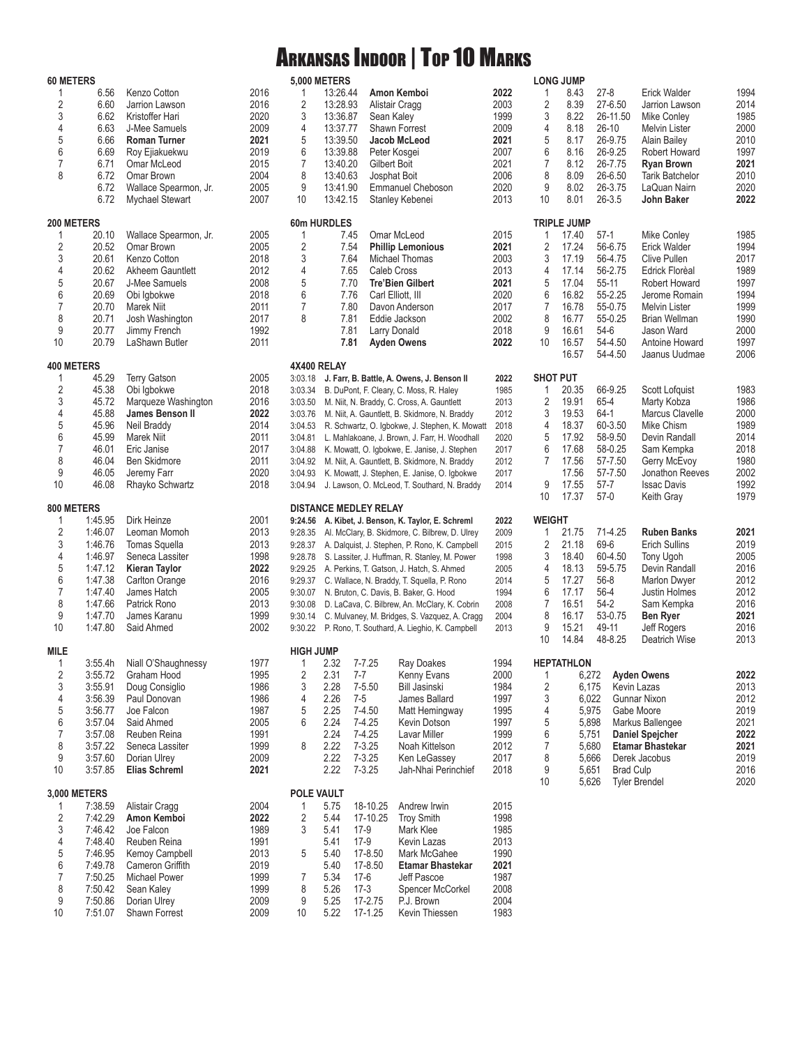# Arkansas Indoor | Top 10 Marks

### 60 METERS

| | | | |
|---|---|---|---|
| 1 | 6.56 | Kenzo Cotton | 2016 |
| 2 | 6.60 | Jarrion Lawson | 2016 |
| 3 | 6.62 | Kristoffer Hari | 2020 |
| 4 | 6.63 | J-Mee Samuels | 2009 |
| 5 | 6.66 | **Roman Turner** | **2021** |
| 6 | 6.69 | Roy Ejiakuekwu | 2019 |
| 7 | 6.71 | Omar McLeod | 2015 |
| 8 | 6.72 | Omar Brown | 2004 |
| | 6.72 | Wallace Spearmon, Jr. | 2005 |
| | 6.72 | Mychael Stewart | 2007 |

### 200 METERS

| | | | |
|---|---|---|---|
| 1 | 20.10 | Wallace Spearmon, Jr. | 2005 |
| 2 | 20.52 | Omar Brown | 2005 |
| 3 | 20.61 | Kenzo Cotton | 2018 |
| 4 | 20.62 | Akheem Gauntlett | 2012 |
| 5 | 20.67 | J-Mee Samuels | 2008 |
| 6 | 20.69 | Obi Igbokwe | 2018 |
| 7 | 20.70 | Marek Niit | 2011 |
| 8 | 20.71 | Josh Washington | 2017 |
| 9 | 20.77 | Jimmy French | 1992 |
| 10 | 20.79 | LaShawn Butler | 2011 |

### 400 METERS

| | | | |
|---|---|---|---|
| 1 | 45.29 | Terry Gatson | 2005 |
| 2 | 45.38 | Obi Igbokwe | 2018 |
| 3 | 45.72 | Marqueze Washington | 2016 |
| 4 | 45.88 | **James Benson II** | **2022** |
| 5 | 45.96 | Neil Braddy | 2014 |
| 6 | 45.99 | Marek Niit | 2011 |
| 7 | 46.01 | Eric Janise | 2017 |
| 8 | 46.04 | Ben Skidmore | 2011 |
| 9 | 46.05 | Jeremy Farr | 2020 |
| 10 | 46.08 | Rhayko Schwartz | 2018 |

### 800 METERS

| | | | |
|---|---|---|---|
| 1 | 1:45.95 | Dirk Heinze | 2001 |
| 2 | 1:46.07 | Leoman Momoh | 2013 |
| 3 | 1:46.76 | Tomas Squella | 2013 |
| 4 | 1:46.97 | Seneca Lassiter | 1998 |
| 5 | 1:47.12 | **Kieran Taylor** | **2022** |
| 6 | 1:47.38 | Carlton Orange | 2016 |
| 7 | 1:47.40 | James Hatch | 2005 |
| 8 | 1:47.66 | Patrick Rono | 2013 |
| 9 | 1:47.70 | James Karanu | 1999 |
| 10 | 1:47.80 | Said Ahmed | 2002 |

### MILE

| | | | |
|---|---|---|---|
| 1 | 3:55.4h | Niall O'Shaughnessy | 1977 |
| 2 | 3:55.72 | Graham Hood | 1995 |
| 3 | 3:55.91 | Doug Consiglio | 1986 |
| 4 | 3:56.39 | Paul Donovan | 1986 |
| 5 | 3:56.77 | Joe Falcon | 1987 |
| 6 | 3:57.04 | Said Ahmed | 2005 |
| 7 | 3:57.08 | Reuben Reina | 1991 |
| 8 | 3:57.22 | Seneca Lassiter | 1999 |
| 9 | 3:57.60 | Dorian Ulrey | 2009 |
| 10 | 3:57.85 | **Elias Schreml** | **2021** |

### 3,000 METERS

| | | | |
|---|---|---|---|
| 1 | 7:38.59 | Alistair Cragg | 2004 |
| 2 | 7:42.29 | **Amon Kemboi** | **2022** |
| 3 | 7:46.42 | Joe Falcon | 1989 |
| 4 | 7:48.40 | Reuben Reina | 1991 |
| 5 | 7:46.95 | Kemoy Campbell | 2013 |
| 6 | 7:49.78 | Cameron Griffith | 2019 |
| 7 | 7:50.25 | Michael Power | 1999 |
| 8 | 7:50.42 | Sean Kaley | 1999 |
| 9 | 7:50.86 | Dorian Ulrey | 2009 |
| 10 | 7:51.07 | Shawn Forrest | 2009 |

### 5,000 METERS

| | | | |
|---|---|---|---|
| 1 | 13:26.44 | **Amon Kemboi** | **2022** |
| 2 | 13:28.93 | Alistair Cragg | 2003 |
| 3 | 13:36.87 | Sean Kaley | 1999 |
| 4 | 13:37.77 | Shawn Forrest | 2009 |
| 5 | 13:39.50 | **Jacob McLeod** | **2021** |
| 6 | 13:39.88 | Peter Kosgei | 2007 |
| 7 | 13:40.20 | Gilbert Boit | 2021 |
| 8 | 13:40.63 | Josphat Boit | 2006 |
| 9 | 13:41.90 | Emmanuel Cheboson | 2020 |
| 10 | 13:42.15 | Stanley Kebenei | 2013 |

### 60m HURDLES

| | | | |
|---|---|---|---|
| 1 | 7.45 | Omar McLeod | 2015 |
| 2 | 7.54 | **Phillip Lemonious** | **2021** |
| 3 | 7.64 | Michael Thomas | 2003 |
| 4 | 7.65 | Caleb Cross | 2013 |
| 5 | 7.70 | **Tre'Bien Gilbert** | **2021** |
| 6 | 7.76 | Carl Elliott, III | 2020 |
| 7 | 7.80 | Davon Anderson | 2017 |
| 8 | 7.81 | Eddie Jackson | 2002 |
| | 7.81 | Larry Donald | 2018 |
| | **7.81** | **Ayden Owens** | **2022** |

### 4X400 RELAY

| | | |
|---|---|---|
| **3:03.18** | **J. Farr, B. Battle, A. Owens, J. Benson II** | **2022** |
| 3:03.34 | B. DuPont, F. Cleary, C. Moss, R. Haley | 1985 |
| 3:03.50 | M. Niit, N. Braddy, C. Cross, A. Gauntlett | 2013 |
| 3:03.76 | M. Niit, A. Gauntlett, B. Skidmore, N. Braddy | 2012 |
| 3:04.53 | R. Schwartz, O. Igbokwe, J. Stephen, K. Mowatt | 2018 |
| 3:04.81 | L. Mahlakoane, J. Brown, J. Farr, H. Woodhall | 2020 |
| 3:04.88 | K. Mowatt, O. Igbokwe, E. Janise, J. Stephen | 2017 |
| 3:04.92 | M. Niit, A. Gauntlett, B. Skidmore, N. Braddy | 2012 |
| 3:04.93 | K. Mowatt, J. Stephen, E. Janise, O. Igbokwe | 2017 |
| 3:04.94 | J. Lawson, O. McLeod, T. Southard, N. Braddy | 2014 |

### DISTANCE MEDLEY RELAY

| | | |
|---|---|---|
| **9:24.56** | **A. Kibet, J. Benson, K. Taylor, E. Schreml** | **2022** |
| 9:28.35 | Al. McClary, B. Skidmore, C. Bilbrew, D. Ulrey | 2009 |
| 9:28.37 | A. Dalquist, J. Stephen, P. Rono, K. Campbell | 2015 |
| 9:28.78 | S. Lassiter, J. Huffman, R. Stanley, M. Power | 1998 |
| 9:29.25 | A. Perkins, T. Gatson, J. Hatch, S. Ahmed | 2005 |
| 9:29.37 | C. Wallace, N. Braddy, T. Squella, P. Rono | 2014 |
| 9:30.07 | N. Bruton, C. Davis, B. Baker, G. Hood | 1994 |
| 9:30.08 | D. LaCava, C. Bilbrew, An. McClary, K. Cobrin | 2008 |
| 9:30.14 | C. Mulvaney, M. Bridges, S. Vazquez, A. Cragg | 2004 |
| 9:30.22 | P. Rono, T. Southard, A. Lieghio, K. Campbell | 2013 |

### HIGH JUMP

| | | | | |
|---|---|---|---|---|
| 1 | 2.32 | 7-7.25 | Ray Doakes | 1994 |
| 2 | 2.31 | 7-7 | Kenny Evans | 2000 |
| 3 | 2.28 | 7-5.50 | Bill Jasinski | 1984 |
| 4 | 2.26 | 7-5 | James Ballard | 1997 |
| 5 | 2.25 | 7-4.50 | Matt Hemingway | 1995 |
| 6 | 2.24 | 7-4.25 | Kevin Dotson | 1997 |
| | 2.24 | 7-4.25 | Lavar Miller | 1999 |
| 8 | 2.22 | 7-3.25 | Noah Kittelson | 2012 |
| | 2.22 | 7-3.25 | Ken LeGassey | 2017 |
| | 2.22 | 7-3.25 | Jah-Nhai Perinchief | 2018 |

### POLE VAULT

| | | | | |
|---|---|---|---|---|
| 1 | 5.75 | 18-10.25 | Andrew Irwin | 2015 |
| 2 | 5.44 | 17-10.25 | Troy Smith | 1998 |
| 3 | 5.41 | 17-9 | Mark Klee | 1985 |
| | 5.41 | 17-9 | Kevin Lazas | 2013 |
| 5 | 5.40 | 17-8.50 | Mark McGahee | 1990 |
| | 5.40 | 17-8.50 | **Etamar Bhastekar** | **2021** |
| 7 | 5.34 | 17-6 | Jeff Pascoe | 1987 |
| 8 | 5.26 | 17-3 | Spencer McCorkel | 2008 |
| 9 | 5.25 | 17-2.75 | P.J. Brown | 2004 |
| 10 | 5.22 | 17-1.25 | Kevin Thiessen | 1983 |

### LONG JUMP

| | | | | |
|---|---|---|---|---|
| 1 | 8.43 | 27-8 | Erick Walder | 1994 |
| 2 | 8.39 | 27-6.50 | Jarrion Lawson | 2014 |
| 3 | 8.22 | 26-11.50 | Mike Conley | 1985 |
| 4 | 8.18 | 26-10 | Melvin Lister | 2000 |
| 5 | 8.17 | 26-9.75 | Alain Bailey | 2010 |
| 6 | 8.16 | 26-9.25 | Robert Howard | 1997 |
| 7 | 8.12 | 26-7.75 | **Ryan Brown** | **2021** |
| 8 | 8.09 | 26-6.50 | Tarik Batchelor | 2010 |
| 9 | 8.02 | 26-3.75 | LaQuan Nairn | 2020 |
| 10 | 8.01 | 26-3.5 | **John Baker** | **2022** |

### TRIPLE JUMP

| | | | | |
|---|---|---|---|---|
| 1 | 17.40 | 57-1 | Mike Conley | 1985 |
| 2 | 17.24 | 56-6.75 | Erick Walder | 1994 |
| 3 | 17.19 | 56-4.75 | Clive Pullen | 2017 |
| 4 | 17.14 | 56-2.75 | Edrick Florèal | 1989 |
| 5 | 17.04 | 55-11 | Robert Howard | 1997 |
| 6 | 16.82 | 55-2.25 | Jerome Romain | 1994 |
| 7 | 16.78 | 55-0.75 | Melvin Lister | 1999 |
| 8 | 16.77 | 55-0.25 | Brian Wellman | 1990 |
| 9 | 16.61 | 54-6 | Jason Ward | 2000 |
| 10 | 16.57 | 54-4.50 | Antoine Howard | 1997 |
| | 16.57 | 54-4.50 | Jaanus Uudmae | 2006 |

### SHOT PUT

| | | | | |
|---|---|---|---|---|
| 1 | 20.35 | 66-9.25 | Scott Lofquist | 1983 |
| 2 | 19.91 | 65-4 | Marty Kobza | 1986 |
| 3 | 19.53 | 64-1 | Marcus Clavelle | 2000 |
| 4 | 18.37 | 60-3.50 | Mike Chism | 1989 |
| 5 | 17.92 | 58-9.50 | Devin Randall | 2014 |
| 6 | 17.68 | 58-0.25 | Sam Kempka | 2018 |
| 7 | 17.56 | 57-7.50 | Gerry McEvoy | 1980 |
| | 17.56 | 57-7.50 | Jonathon Reeves | 2002 |
| 9 | 17.55 | 57-7 | Issac Davis | 1992 |
| 10 | 17.37 | 57-0 | Keith Gray | 1979 |

### WEIGHT

| | | | | |
|---|---|---|---|---|
| 1 | 21.75 | 71-4.25 | **Ruben Banks** | **2021** |
| 2 | 21.18 | 69-6 | Erich Sullins | 2019 |
| 3 | 18.40 | 60-4.50 | Tony Ugoh | 2005 |
| 4 | 18.13 | 59-5.75 | Devin Randall | 2016 |
| 5 | 17.27 | 56-8 | Marlon Dwyer | 2012 |
| 6 | 17.17 | 56-4 | Justin Holmes | 2012 |
| 7 | 16.51 | 54-2 | Sam Kempka | 2016 |
| 8 | 16.17 | 53-0.75 | **Ben Ryer** | **2021** |
| 9 | 15.21 | 49-11 | Jeff Rogers | 2016 |
| 10 | 14.84 | 48-8.25 | Deatrich Wise | 2013 |

### HEPTATHLON

| | | | |
|---|---|---|---|
| 1 | 6,272 | **Ayden Owens** | **2022** |
| 2 | 6,175 | Kevin Lazas | 2013 |
| 3 | 6,022 | Gunnar Nixon | 2012 |
| 4 | 5,975 | Gabe Moore | 2019 |
| 5 | 5,898 | Markus Ballengee | 2021 |
| 6 | 5,751 | **Daniel Spejcher** | **2022** |
| 7 | 5,680 | **Etamar Bhastekar** | **2021** |
| 8 | 5,666 | Derek Jacobus | 2019 |
| 9 | 5,651 | Brad Culp | 2016 |
| 10 | 5,626 | Tyler Brendel | 2020 |